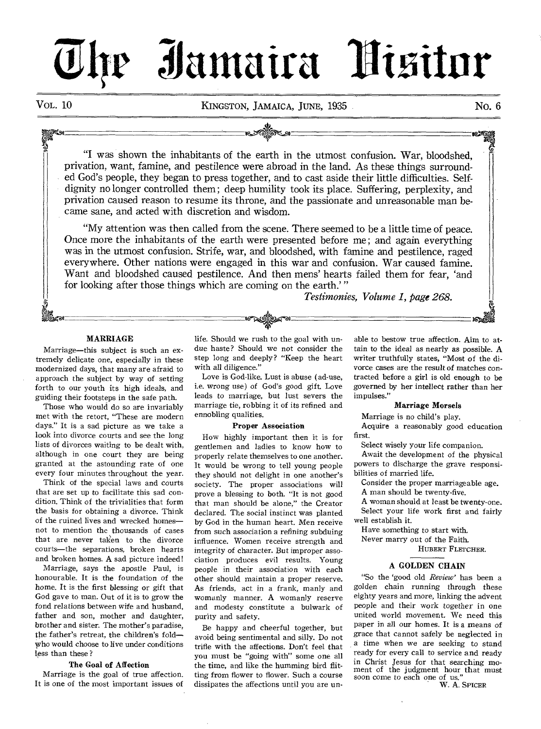# The Jamaica Visitor

VOL. 10 — KINGSTON, JAMAICA, JUNE, 1935 — No. 6

"I was shown the inhabitants of the earth in the utmost confusion. War, bloodshed, privation, want, famine, and pestilence were abroad in the land. As these things surrounded God's people, they began to press together, and to cast aside their little difficulties. Self-dignity no longer controlled them; deep humility took its place. Suffering, perplexity, and privation caused reason to resume its throne, and the passionate and unreasonable man became sane, and acted with discretion and wisdom.

"My attention was then called from the scene. There seemed to be a little time of peace. Once more the inhabitants of the earth were presented before me; and again everything was in the utmost confusion. Strife, war, and bloodshed, with famine and pestilence, raged everywhere. Other nations were engaged in this war and confusion. War caused famine. Want and bloodshed caused pestilence. And then mens' hearts failed them for fear, 'and for looking after those things which are coming on the earth.'"

*Testimonies, Volume 1, page 268.*

## MARRIAGE

Marriage—this subject is such an extremely delicate one, especially in these modernized days, that many are afraid to approach the subject by way of setting forth to our youth its high ideals, and guiding their footsteps in the safe path.

Those who would do so are invariably met with the retort, "These are modern days." It is a sad picture as we take a look into divorce courts and see the long lists of divorces waiting to be dealt with, although in one court they are being granted at the astounding rate of one every four minutes throughout the year.

Think of the special laws and courts that are set up to facilitate this sad condition. Think of the trivialities that form the basis for obtaining a divorce. Think of the ruined lives and wrecked homes—not to mention the thousands of cases that are never taken to the divorce courts—the separations, broken hearts and broken homes. A sad picture indeed!

Marriage, says the apostle Paul, is honourable. It is the foundation of the home. It is the first blessing or gift that God gave to man. Out of it is to grow the fond relations between wife and husband, father and son, mother and daughter, brother and sister. The mother's paradise, the father's retreat, the children's fold—who would choose to live under conditions less than these?

### The Goal of Affection

Marriage is the goal of true affection. It is one of the most important issues of life. Should we rush to the goal with undue haste? Should we not consider the step long and deeply? "Keep the heart with all diligence."

Love is God-like. Lust is abuse (ad-use, i.e. wrong use) of God's good gift. Love leads to marriage, but lust severs the marriage tie, robbing it of its refined and ennobling qualities.

### Proper Association

How highly important then it is for gentlemen and ladies to know how to properly relate themselves to one another. It would be wrong to tell young people they should not delight in one another's society. The proper associations will prove a blessing to both. "It is not good that man should be alone," the Creator declared. The social instinct was planted by God in the human heart. Men receive from such association a refining subduing influence. Women receive strength and integrity of character. But improper association produces evil results. Young people in their association with each other should maintain a proper reserve. As friends, act in a frank, manly and womanly manner. A womanly reserve and modesty constitute a bulwark of purity and safety.

Be happy and cheerful together, but avoid being sentimental and silly. Do not trifle with the affections. Don't feel that you must be "going with" some one all the time, and like the humming bird flitting from flower to flower. Such a course dissipates the affections until you are unable to bestow true affection. Aim to attain to the ideal as nearly as possible. A writer truthfully states, "Most of the divorce cases are the result of matches contracted before a girl is old enough to be governed by her intellect rather than her impulses."

### Marriage Morsels

Marriage is no child's play.

Acquire a reasonably good education first.

Select wisely your life companion.

Await the development of the physical powers to discharge the grave responsibilities of married life.

Consider the proper marriageable age.

A man should be twenty-five.

A woman should at least be twenty-one.

Select your life work first and fairly well establish it.

Have something to start with.

Never marry out of the Faith.

HUBERT FLETCHER.

## A GOLDEN CHAIN

"So the 'good old *Review*' has been a golden chain running through these eighty years and more, linking the advent people and their work together in one united world movement. We need this paper in all our homes. It is a means of grace that cannot safely be neglected in a time when we are seeking to stand ready for every call to service and ready in Christ Jesus for that searching moment of the judgment hour that must soon come to each one of us."

W. A. SPICER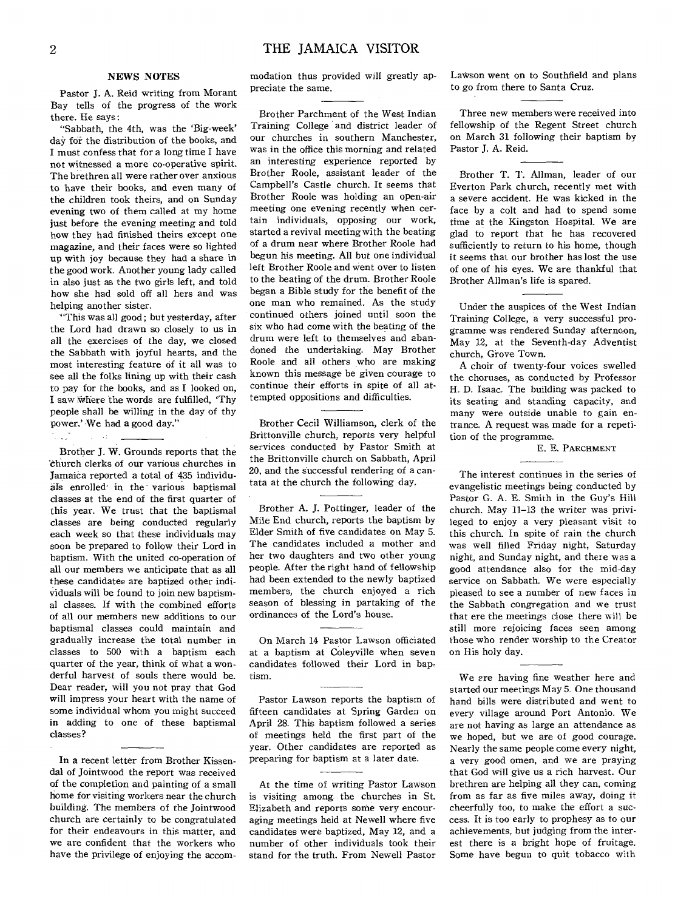## NEWS NOTES

Pastor J. A. Reid writing from Morant Bay tells of the progress of the work there. He says:

"Sabbath, the 4th, was the 'Big-week' day for the distribution of the books, and I must confess that for a long time I have not witnessed a more co-operative spirit. The brethren all were rather over anxious to have their books, and even many of the children took theirs, and on Sunday evening two of them called at my home just before the evening meeting and told how they had finished theirs except one magazine, and their faces were so lighted up with joy because they had a share in the good work. Another young lady called in also just as the two girls left, and told how she had sold off all hers and was helping another sister.

"This was all good; but yesterday, after the Lord had drawn so closely to us in all the exercises of the day, we closed the Sabbath with joyful hearts, and the most interesting feature of it all was to see all the folks lining up with their cash to pay for the books, and as I looked on, I saw where the words are fulfilled, 'Thy people shall be willing in the day of thy power.' We had a good day."

---

Brother J. W. Grounds reports that the church clerks of our various churches in Jamaica reported a total of 435 individuals enrolled in the various baptismal classes at the end of the first quarter of this year. We trust that the baptismal classes are being conducted regularly each week so that these individuals may soon be prepared to follow their Lord in baptism. With the united co-operation of all our members we anticipate that as all these candidates are baptized other individuals will be found to join new baptismal classes. If with the combined efforts of all our members new additions to our baptismal classes could maintain and gradually increase the total number in classes to 500 with a baptism each quarter of the year, think of what a wonderful harvest of souls there would be. Dear reader, will you not pray that God will impress your heart with the name of some individual whom you might succeed in adding to one of these baptismal classes?

---

In a recent letter from Brother Kissendal of Jointwood the report was received of the completion and painting of a small home for visiting workers near the church building. The members of the Jointwood church are certainly to be congratulated for their endeavours in this matter, and we are confident that the workers who have the privilege of enjoying the accommodation thus provided will greatly appreciate the same.

---

Brother Parchment of the West Indian Training College and district leader of our churches in southern Manchester, was in the office this morning and related an interesting experience reported by Brother Roole, assistant leader of the Campbell's Castle church. It seems that Brother Roole was holding an open-air meeting one evening recently when certain individuals, opposing our work, started a revival meeting with the beating of a drum near where Brother Roole had begun his meeting. All but one individual left Brother Roole and went over to listen to the beating of the drum. Brother Roole began a Bible study for the benefit of the one man who remained. As the study continued others joined until soon the six who had come with the beating of the drum were left to themselves and abandoned the undertaking. May Brother Roole and all others who are making known this message be given courage to continue their efforts in spite of all attempted oppositions and difficulties.

---

Brother Cecil Williamson, clerk of the Brittonville church, reports very helpful services conducted by Pastor Smith at the Brittonville church on Sabbath, April 20, and the successful rendering of a cantata at the church the following day.

---

Brother A. J. Pottinger, leader of the Mile End church, reports the baptism by Elder Smith of five candidates on May 5. The candidates included a mother and her two daughters and two other young people. After the right hand of fellowship had been extended to the newly baptized members, the church enjoyed a rich season of blessing in partaking of the ordinances of the Lord's house.

---

On March 14 Pastor Lawson officiated at a baptism at Coleyville when seven candidates followed their Lord in baptism.

---

Pastor Lawson reports the baptism of fifteen candidates at Spring Garden on April 28. This baptism followed a series of meetings held the first part of the year. Other candidates are reported as preparing for baptism at a later date.

---

At the time of writing Pastor Lawson is visiting among the churches in St. Elizabeth and reports some very encouraging meetings held at Newell where five candidates were baptized, May 12, and a number of other individuals took their stand for the truth. From Newell Pastor Lawson went on to Southfield and plans to go from there to Santa Cruz.

---

Three new members were received into fellowship of the Regent Street church on March 31 following their baptism by Pastor J. A. Reid.

---

Brother T. T. Allman, leader of our Everton Park church, recently met with a severe accident. He was kicked in the face by a colt and had to spend some time at the Kingston Hospital. We are glad to report that he has recovered sufficiently to return to his home, though it seems that our brother has lost the use of one of his eyes. We are thankful that Brother Allman's life is spared.

---

Under the auspices of the West Indian Training College, a very successful programme was rendered Sunday afternoon, May 12, at the Seventh-day Adventist church, Grove Town.

A choir of twenty-four voices swelled the choruses, as conducted by Professor H. D. Isaac. The building was packed to its seating and standing capacity, and many were outside unable to gain entrance. A request was made for a repetition of the programme.

E. E. PARCHMENT

---

The interest continues in the series of evangelistic meetings being conducted by Pastor G. A. E. Smith in the Guy's Hill church. May 11–13 the writer was privileged to enjoy a very pleasant visit to this church. In spite of rain the church was well filled Friday night, Saturday night, and Sunday night, and there was a good attendance also for the mid-day service on Sabbath. We were especially pleased to see a number of new faces in the Sabbath congregation and we trust that ere the meetings close there will be still more rejoicing faces seen among those who render worship to the Creator on His holy day.

---

We are having fine weather here and started our meetings May 5. One thousand hand bills were distributed and went to every village around Port Antonio. We are not having as large an attendance as we hoped, but we are of good courage. Nearly the same people come every night, a very good omen, and we are praying that God will give us a rich harvest. Our brethren are helping all they can, coming from as far as five miles away, doing it cheerfully too, to make the effort a success. It is too early to prophesy as to our achievements, but judging from the interest there is a bright hope of fruitage. Some have begun to quit tobacco with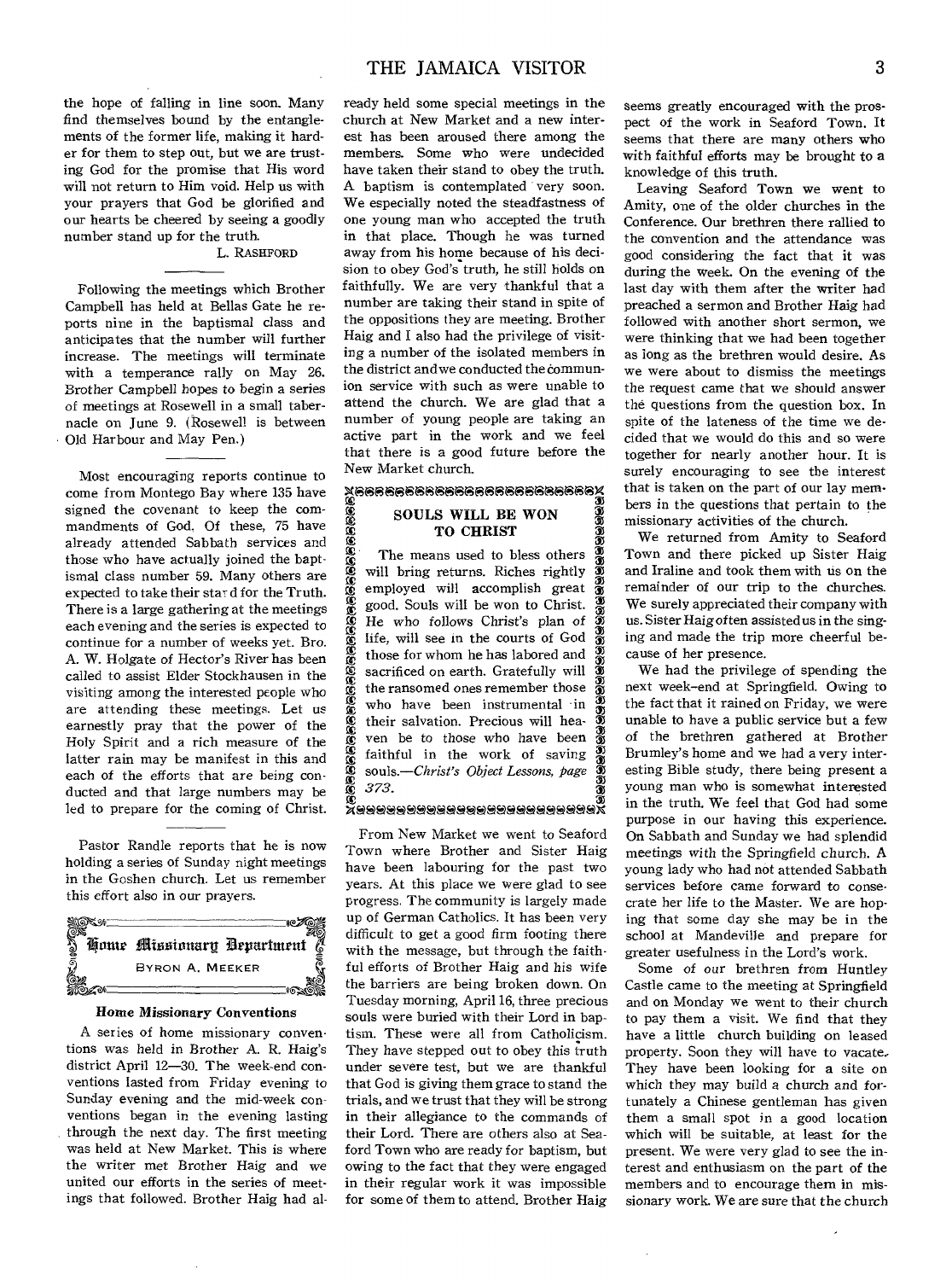the hope of falling in line soon. Many find themselves bound by the entanglements of the former life, making it harder for them to step out, but we are trusting God for the promise that His word will not return to Him void. Help us with your prayers that God be glorified and our hearts be cheered by seeing a goodly number stand up for the truth.

L. RASHFORD

---

Following the meetings which Brother Campbell has held at Bellas Gate he reports nine in the baptismal class and anticipates that the number will further increase. The meetings will terminate with a temperance rally on May 26. Brother Campbell hopes to begin a series of meetings at Rosewell in a small tabernacle on June 9. (Rosewell is between Old Harbour and May Pen.)

---

Most encouraging reports continue to come from Montego Bay where 135 have signed the covenant to keep the commandments of God. Of these, 75 have already attended Sabbath services and those who have actually joined the baptismal class number 59. Many others are expected to take their stand for the Truth. There is a large gathering at the meetings each evening and the series is expected to continue for a number of weeks yet. Bro. A. W. Holgate of Hector's River has been called to assist Elder Stockhausen in the visiting among the interested people who are attending these meetings. Let us earnestly pray that the power of the Holy Spirit and a rich measure of the latter rain may be manifest in this and each of the efforts that are being conducted and that large numbers may be led to prepare for the coming of Christ.

---

Pastor Randle reports that he is now holding a series of Sunday night meetings in the Goshen church. Let us remember this effort also in our prayers.

## Home Missionary Department

BYRON A. MEEKER

### Home Missionary Conventions

A series of home missionary conventions was held in Brother A. R. Haig's district April 12—30. The week-end conventions lasted from Friday evening to Sunday evening and the mid-week conventions began in the evening lasting through the next day. The first meeting was held at New Market. This is where the writer met Brother Haig and we united our efforts in the series of meetings that followed. Brother Haig had already held some special meetings in the church at New Market and a new interest has been aroused there among the members. Some who were undecided have taken their stand to obey the truth. A baptism is contemplated very soon. We especially noted the steadfastness of one young man who accepted the truth in that place. Though he was turned away from his home because of his decision to obey God's truth, he still holds on faithfully. We are very thankful that a number are taking their stand in spite of the oppositions they are meeting. Brother Haig and I also had the privilege of visiting a number of the isolated members in the district and we conducted the communion service with such as were unable to attend the church. We are glad that a number of young people are taking an active part in the work and we feel that there is a good future before the New Market church.

> **SOULS WILL BE WON TO CHRIST**
>
> The means used to bless others will bring returns. Riches rightly employed will accomplish great good. Souls will be won to Christ. He who follows Christ's plan of life, will see in the courts of God those for whom he has labored and sacrificed on earth. Gratefully will the ransomed ones remember those who have been instrumental in their salvation. Precious will heaven be to those who have been faithful in the work of saving souls.—*Christ's Object Lessons, page 373.*

From New Market we went to Seaford Town where Brother and Sister Haig have been labouring for the past two years. At this place we were glad to see progress. The community is largely made up of German Catholics. It has been very difficult to get a good firm footing there with the message, but through the faithful efforts of Brother Haig and his wife the barriers are being broken down. On Tuesday morning, April 16, three precious souls were buried with their Lord in baptism. These were all from Catholicism. They have stepped out to obey this truth under severe test, but we are thankful that God is giving them grace to stand the trials, and we trust that they will be strong in their allegiance to the commands of their Lord. There are others also at Seaford Town who are ready for baptism, but owing to the fact that they were engaged in their regular work it was impossible for some of them to attend. Brother Haig seems greatly encouraged with the prospect of the work in Seaford Town. It seems that there are many others who with faithful efforts may be brought to a knowledge of this truth.

Leaving Seaford Town we went to Amity, one of the older churches in the Conference. Our brethren there rallied to the convention and the attendance was good considering the fact that it was during the week. On the evening of the last day with them after the writer had preached a sermon and Brother Haig had followed with another short sermon, we were thinking that we had been together as long as the brethren would desire. As we were about to dismiss the meetings the request came that we should answer the questions from the question box. In spite of the lateness of the time we decided that we would do this and so were together for nearly another hour. It is surely encouraging to see the interest that is taken on the part of our lay members in the questions that pertain to the missionary activities of the church.

We returned from Amity to Seaford Town and there picked up Sister Haig and Iraline and took them with us on the remainder of our trip to the churches. We surely appreciated their company with us. Sister Haig often assisted us in the singing and made the trip more cheerful because of her presence.

We had the privilege of spending the next week-end at Springfield. Owing to the fact that it rained on Friday, we were unable to have a public service but a few of the brethren gathered at Brother Brumley's home and we had a very interesting Bible study, there being present a young man who is somewhat interested in the truth. We feel that God had some purpose in our having this experience. On Sabbath and Sunday we had splendid meetings with the Springfield church. A young lady who had not attended Sabbath services before came forward to consecrate her life to the Master. We are hoping that some day she may be in the school at Mandeville and prepare for greater usefulness in the Lord's work.

Some of our brethren from Huntley Castle came to the meeting at Springfield and on Monday we went to their church to pay them a visit. We find that they have a little church building on leased property. Soon they will have to vacate. They have been looking for a site on which they may build a church and fortunately a Chinese gentleman has given them a small spot in a good location which will be suitable, at least for the present. We were very glad to see the interest and enthusiasm on the part of the members and to encourage them in missionary work. We are sure that the church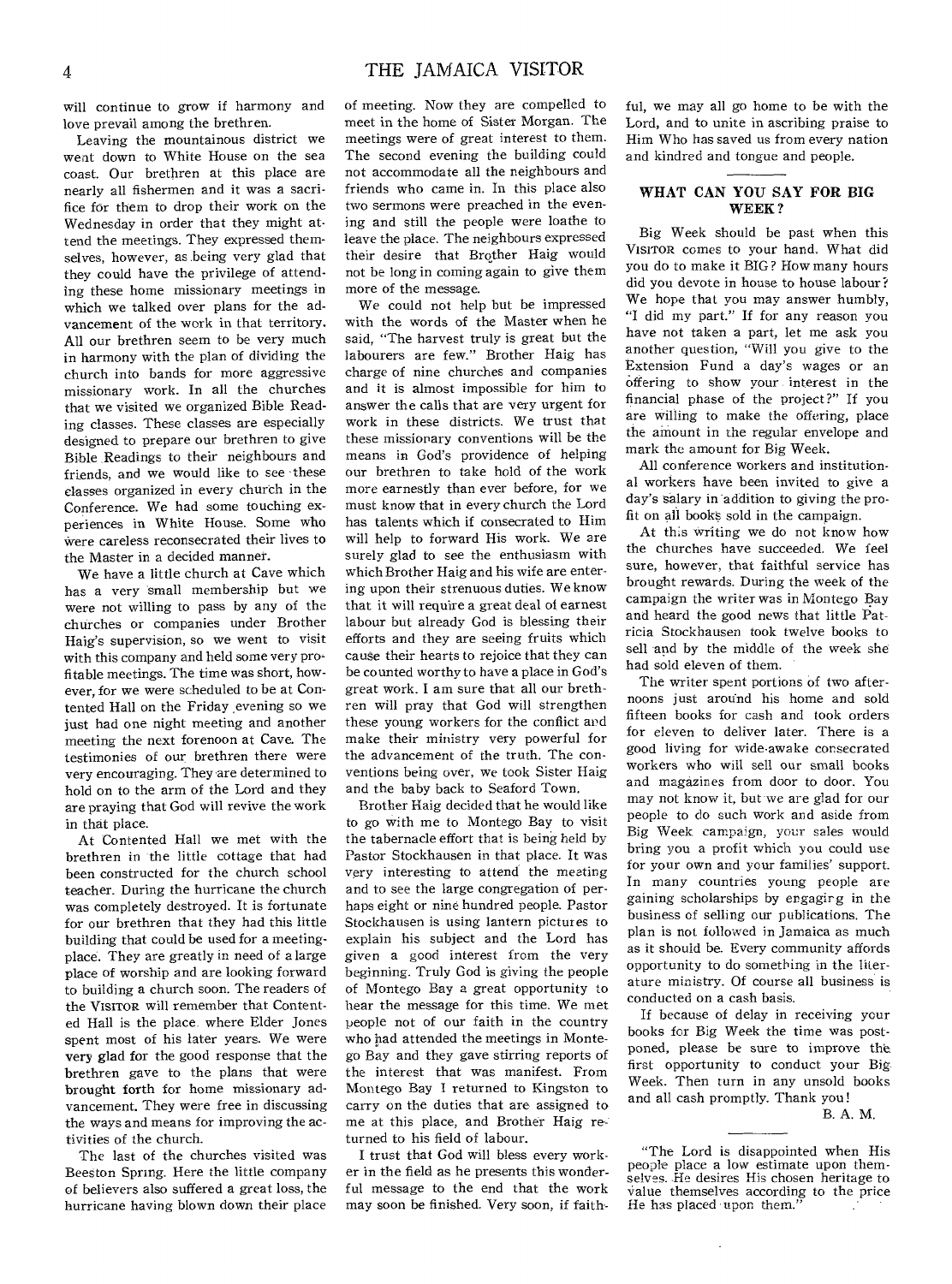will continue to grow if harmony and love prevail among the brethren.

Leaving the mountainous district we went down to White House on the sea coast. Our brethren at this place are nearly all fishermen and it was a sacrifice for them to drop their work on the Wednesday in order that they might attend the meetings. They expressed themselves, however, as being very glad that they could have the privilege of attending these home missionary meetings in which we talked over plans for the advancement of the work in that territory. All our brethren seem to be very much in harmony with the plan of dividing the church into bands for more aggressive missionary work. In all the churches that we visited we organized Bible Reading classes. These classes are especially designed to prepare our brethren to give Bible Readings to their neighbours and friends, and we would like to see these classes organized in every church in the Conference. We had some touching experiences in White House. Some who were careless reconsecrated their lives to the Master in a decided manner.

We have a little church at Cave which has a very small membership but we were not willing to pass by any of the churches or companies under Brother Haig's supervision, so we went to visit with this company and held some very profitable meetings. The time was short, however, for we were scheduled to be at Contented Hall on the Friday evening so we just had one night meeting and another meeting the next forenoon at Cave. The testimonies of our brethren there were very encouraging. They are determined to hold on to the arm of the Lord and they are praying that God will revive the work in that place.

At Contented Hall we met with the brethren in the little cottage that had been constructed for the church school teacher. During the hurricane the church was completely destroyed. It is fortunate for our brethren that they had this little building that could be used for a meeting-place. They are greatly in need of a large place of worship and are looking forward to building a church soon. The readers of the VISITOR will remember that Contented Hall is the place where Elder Jones spent most of his later years. We were very glad for the good response that the brethren gave to the plans that were brought forth for home missionary advancement. They were free in discussing the ways and means for improving the activities of the church.

The last of the churches visited was Beeston Spring. Here the little company of believers also suffered a great loss, the hurricane having blown down their place of meeting. Now they are compelled to meet in the home of Sister Morgan. The meetings were of great interest to them. The second evening the building could not accommodate all the neighbours and friends who came in. In this place also two sermons were preached in the evening and still the people were loathe to leave the place. The neighbours expressed their desire that Brother Haig would not be long in coming again to give them more of the message.

We could not help but be impressed with the words of the Master when he said, "The harvest truly is great but the labourers are few." Brother Haig has charge of nine churches and companies and it is almost impossible for him to answer the calls that are very urgent for work in these districts. We trust that these missionary conventions will be the means in God's providence of helping our brethren to take hold of the work more earnestly than ever before, for we must know that in every church the Lord has talents which if consecrated to Him will help to forward His work. We are surely glad to see the enthusiasm with which Brother Haig and his wife are entering upon their strenuous duties. We know that it will require a great deal of earnest labour but already God is blessing their efforts and they are seeing fruits which cause their hearts to rejoice that they can be counted worthy to have a place in God's great work. I am sure that all our brethren will pray that God will strengthen these young workers for the conflict and make their ministry very powerful for the advancement of the truth. The conventions being over, we took Sister Haig and the baby back to Seaford Town.

Brother Haig decided that he would like to go with me to Montego Bay to visit the tabernacle effort that is being held by Pastor Stockhausen in that place. It was very interesting to attend the meeting and to see the large congregation of perhaps eight or nine hundred people. Pastor Stockhausen is using lantern pictures to explain his subject and the Lord has given a good interest from the very beginning. Truly God is giving the people of Montego Bay a great opportunity to hear the message for this time. We met people not of our faith in the country who had attended the meetings in Montego Bay and they gave stirring reports of the interest that was manifest. From Montego Bay I returned to Kingston to carry on the duties that are assigned to me at this place, and Brother Haig returned to his field of labour.

I trust that God will bless every worker in the field as he presents this wonderful message to the end that the work may soon be finished. Very soon, if faithful, we may all go home to be with the Lord, and to unite in ascribing praise to Him Who has saved us from every nation and kindred and tongue and people.

## WHAT CAN YOU SAY FOR BIG WEEK?

Big Week should be past when this VISITOR comes to your hand. What did you do to make it BIG? How many hours did you devote in house to house labour? We hope that you may answer humbly, "I did my part." If for any reason you have not taken a part, let me ask you another question, "Will you give to the Extension Fund a day's wages or an offering to show your interest in the financial phase of the project?" If you are willing to make the offering, place the amount in the regular envelope and mark the amount for Big Week.

All conference workers and institutional workers have been invited to give a day's salary in addition to giving the profit on all books sold in the campaign.

At this writing we do not know how the churches have succeeded. We feel sure, however, that faithful service has brought rewards. During the week of the campaign the writer was in Montego Bay and heard the good news that little Patricia Stockhausen took twelve books to sell and by the middle of the week she had sold eleven of them.

The writer spent portions of two afternoons just around his home and sold fifteen books for cash and took orders for eleven to deliver later. There is a good living for wide-awake consecrated workers who will sell our small books and magazines from door to door. You may not know it, but we are glad for our people to do such work and aside from Big Week campaign, your sales would bring you a profit which you could use for your own and your families' support. In many countries young people are gaining scholarships by engaging in the business of selling our publications. The plan is not followed in Jamaica as much as it should be. Every community affords opportunity to do something in the literature ministry. Of course all business is conducted on a cash basis.

If because of delay in receiving your books for Big Week the time was postponed, please be sure to improve the first opportunity to conduct your Big Week. Then turn in any unsold books and all cash promptly. Thank you!

B. A. M.

---

"The Lord is disappointed when His people place a low estimate upon themselves. He desires His chosen heritage to value themselves according to the price He has placed upon them."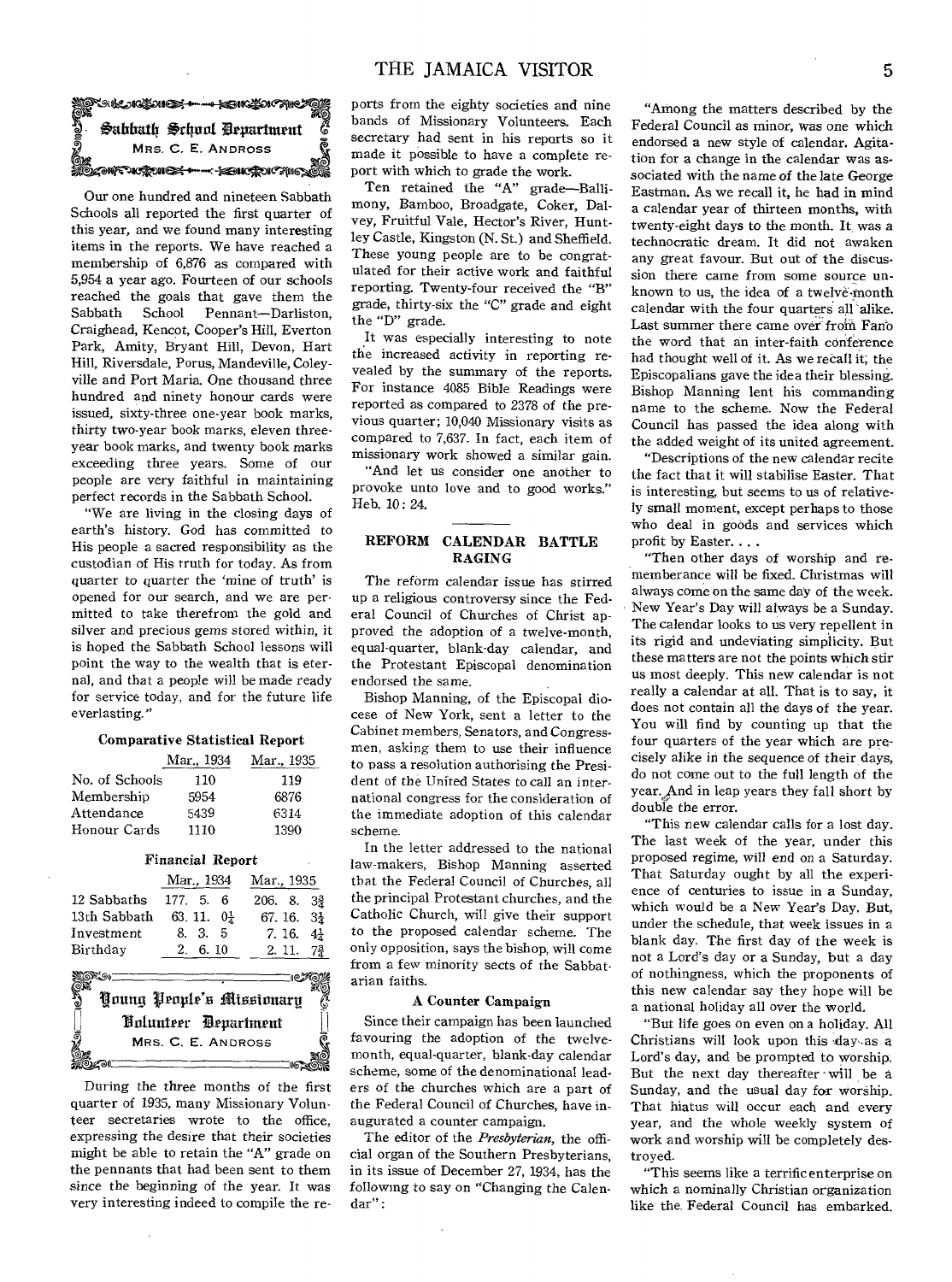## Sabbath School Department

MRS. C. E. ANDROSS

Our one hundred and nineteen Sabbath Schools all reported the first quarter of this year, and we found many interesting items in the reports. We have reached a membership of 6,876 as compared with 5,954 a year ago. Fourteen of our schools reached the goals that gave them the Sabbath School Pennant—Darliston, Craighead, Kencot, Cooper's Hill, Everton Park, Amity, Bryant Hill, Devon, Hart Hill, Riversdale, Porus, Mandeville, Coleyville and Port Maria. One thousand three hundred and ninety honour cards were issued, sixty-three one-year book marks, thirty two-year book marks, eleven three-year book marks, and twenty book marks exceeding three years. Some of our people are very faithful in maintaining perfect records in the Sabbath School.

"We are living in the closing days of earth's history. God has committed to His people a sacred responsibility as the custodian of His truth for today. As from quarter to quarter the 'mine of truth' is opened for our search, and we are permitted to take therefrom the gold and silver and precious gems stored within, it is hoped the Sabbath School lessons will point the way to the wealth that is eternal, and that a people will be made ready for service today, and for the future life everlasting."

**Comparative Statistical Report**

| | Mar., 1934 | Mar., 1935 |
|---|---|---|
| No. of Schools | 110 | 119 |
| Membership | 5954 | 6876 |
| Attendance | 5439 | 6314 |
| Honour Cards | 1110 | 1390 |

**Financial Report**

| | Mar., 1934 | Mar., 1935 |
|---|---|---|
| 12 Sabbaths | 177. 5. 6 | 206. 8. 3¾ |
| 13th Sabbath | 63. 11. 0½ | 67. 16. 3¼ |
| Investment | 8. 3. 5 | 7. 16. 4½ |
| Birthday | 2. 6. 10 | 2. 11. 7¾ |

## Young People's Missionary Volunteer Department

MRS. C. E. ANDROSS

During the three months of the first quarter of 1935, many Missionary Volunteer secretaries wrote to the office, expressing the desire that their societies might be able to retain the "A" grade on the pennants that had been sent to them since the beginning of the year. It was very interesting indeed to compile the reports from the eighty societies and nine bands of Missionary Volunteers. Each secretary had sent in his reports so it made it possible to have a complete report with which to grade the work.

Ten retained the "A" grade—Ballimony, Bamboo, Broadgate, Coker, Dalvey, Fruitful Vale, Hector's River, Huntley Castle, Kingston (N. St.) and Sheffield. These young people are to be congratulated for their active work and faithful reporting. Twenty-four received the "B" grade, thirty-six the "C" grade and eight the "D" grade.

It was especially interesting to note the increased activity in reporting revealed by the summary of the reports. For instance 4085 Bible Readings were reported as compared to 2378 of the previous quarter; 10,040 Missionary visits as compared to 7,637. In fact, each item of missionary work showed a similar gain.

"And let us consider one another to provoke unto love and to good works." Heb. 10: 24.

## REFORM CALENDAR BATTLE RAGING

The reform calendar issue has stirred up a religious controversy since the Federal Council of Churches of Christ approved the adoption of a twelve-month, equal-quarter, blank-day calendar, and the Protestant Episcopal denomination endorsed the same.

Bishop Manning, of the Episcopal diocese of New York, sent a letter to the Cabinet members, Senators, and Congressmen, asking them to use their influence to pass a resolution authorising the President of the United States to call an international congress for the consideration of the immediate adoption of this calendar scheme.

In the letter addressed to the national law-makers, Bishop Manning asserted that the Federal Council of Churches, all the principal Protestant churches, and the Catholic Church, will give their support to the proposed calendar scheme. The only opposition, says the bishop, will come from a few minority sects of the Sabbatarian faiths.

### A Counter Campaign

Since their campaign has been launched favouring the adoption of the twelve-month, equal-quarter, blank-day calendar scheme, some of the denominational leaders of the churches which are a part of the Federal Council of Churches, have inaugurated a counter campaign.

The editor of the *Presbyterian*, the official organ of the Southern Presbyterians, in its issue of December 27, 1934, has the following to say on "Changing the Calendar":

"Among the matters described by the Federal Council as minor, was one which endorsed a new style of calendar. Agitation for a change in the calendar was associated with the name of the late George Eastman. As we recall it, he had in mind a calendar year of thirteen months, with twenty-eight days to the month. It was a technocratic dream. It did not awaken any great favour. But out of the discussion there came from some source unknown to us, the idea of a twelve-month calendar with the four quarters all alike. Last summer there came over from Fano the word that an inter-faith conference had thought well of it. As we recall it, the Episcopalians gave the idea their blessing. Bishop Manning lent his commanding name to the scheme. Now the Federal Council has passed the idea along with the added weight of its united agreement.

"Descriptions of the new calendar recite the fact that it will stabilise Easter. That is interesting, but seems to us of relatively small moment, except perhaps to those who deal in goods and services which profit by Easter. . . .

"Then other days of worship and rememberance will be fixed. Christmas will always come on the same day of the week. New Year's Day will always be a Sunday. The calendar looks to us very repellent in its rigid and undeviating simplicity. But these matters are not the points which stir us most deeply. This new calendar is not really a calendar at all. That is to say, it does not contain all the days of the year. You will find by counting up that the four quarters of the year which are precisely alike in the sequence of their days, do not come out to the full length of the year. And in leap years they fall short by double the error.

"This new calendar calls for a lost day. The last week of the year, under this proposed regime, will end on a Saturday. That Saturday ought by all the experience of centuries to issue in a Sunday, which would be a New Year's Day. But, under the schedule, that week issues in a blank day. The first day of the week is not a Lord's day or a Sunday, but a day of nothingness, which the proponents of this new calendar say they hope will be a national holiday all over the world.

"But life goes on even on a holiday. All Christians will look upon this day as a Lord's day, and be prompted to worship. But the next day thereafter will be a Sunday, and the usual day for worship. That hiatus will occur each and every year, and the whole weekly system of work and worship will be completely destroyed.

"This seems like a terrific enterprise on which a nominally Christian organization like the Federal Council has embarked.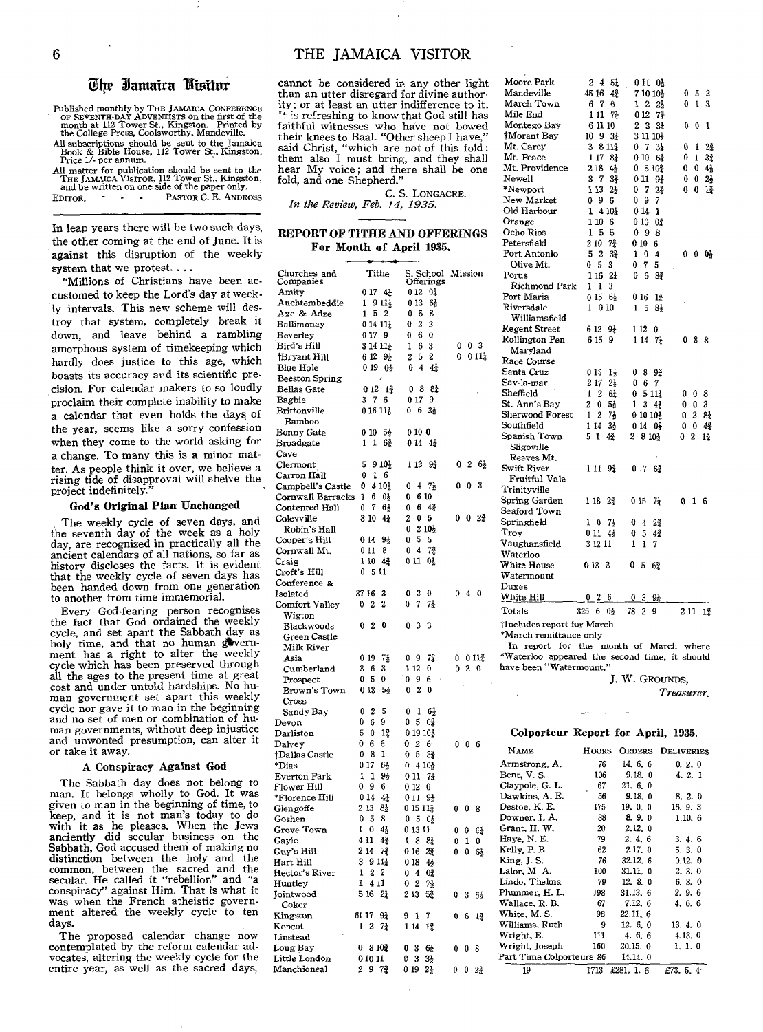# The Jamaica Visitor

Published monthly by THE JAMAICA CONFERENCE OF SEVENTH-DAY ADVENTISTS on the first of the month at 112 Tower St., Kingston. Printed by the College Press, Coolsworthy, Mandeville.

All subscriptions should be sent to the Jamaica Book & Bible House, 112 Tower St., Kingston. Price 1/- per annum.

All matter for publication should be sent to the THE JAMAICA VISITOR, 112 Tower St., Kingston, and be written on one side of the paper only.

EDITOR, - - - PASTOR C. E. ANDROSS

In leap years there will be two such days, the other coming at the end of June. It is against this disruption of the weekly system that we protest. . . .

"Millions of Christians have been accustomed to keep the Lord's day at weekly intervals. This new scheme will destroy that system, completely break it down, and leave behind a rambling amorphous system of timekeeping which hardly does justice to this age, which boasts its accuracy and its scientific precision. For calendar makers to so loudly proclaim their complete inability to make a calendar that even holds the days of the year, seems like a sorry confession when they come to the world asking for a change. To many this is a minor matter. As people think it over, we believe a rising tide of disapproval will shelve the project indefinitely."

### God's Original Plan Unchanged

The weekly cycle of seven days, and the seventh day of the week as a holy day, are recognized in practically all the ancient calendars of all nations, so far as history discloses the facts. It is evident that the weekly cycle of seven days has been handed down from one generation to another from time immemorial.

Every God-fearing person recognises the fact that God ordained the weekly cycle, and set apart the Sabbath day as holy time, and that no human government has a right to alter the weekly cycle which has been preserved through all the ages to the present time at great cost and under untold hardships. No human government set apart this weekly cycle nor gave it to man in the beginning and no set of men or combination of human governments, without deep injustice and unwonted presumption, can alter it or take it away.

### A Conspiracy Against God

The Sabbath day does not belong to man. It belongs wholly to God. It was given to man in the beginning of time, to keep, and it is not man's today to do with it as he pleases. When the Jews anciently did secular business on the Sabbath, God accused them of making no distinction between the holy and the common, between the sacred and the secular. He called it "rebellion" and "a conspiracy" against Him. That is what it was when the French atheistic government altered the weekly cycle to ten days.

The proposed calendar change now contemplated by the reform calendar advocates, altering the weekly cycle for the entire year, as well as the sacred days, cannot be considered in any other light than an utter disregard for divine authority; or at least an utter indifference to it. It is refreshing to know that God still has faithful witnesses who have not bowed their knees to Baal. "Other sheep I have," said Christ, "which are not of this fold: them also I must bring, and they shall hear My voice; and there shall be one fold, and one Shepherd."

C. S. LONGACRE.

*In the Review, Feb. 14, 1935.*

## REPORT OF TITHE AND OFFERINGS For Month of April 1935.

| Churches and Companies | Tithe | S. School Offerings | Mission |
|---|---|---|---|
| Amity | 0 17 4½ | 0 12 0½ | |
| Auchtembeddie | 1 9 11½ | 0 13 6½ | |
| Axe & Adze | 1 5 2 | 0 5 8 | |
| Ballimonay | 0 14 11½ | 0 2 2 | |
| Beverley | 0 17 9 | 0 6 0 | |
| Bird's Hill | 3 14 11½ | 1 6 3 | 0 0 3 |
| †Bryant Hill | 6 12 9½ | 2 5 2 | 0 0 11½ |
| Blue Hole | 0 19 0½ | 0 4 4½ | |
| Beeston Spring | | | |
| Bellas Gate | 0 12 1¾ | 0 8 8½ | |
| Bagbie | 3 7 6 | 0 17 9 | |
| Brittonville | 0 16 11½ | 0 6 3½ | |
| Bamboo | | | |
| Bonny Gate | 0 10 5½ | 0 10 0 | |
| Broadgate | 1 1 6¾ | 0 14 4½ | |
| Cave | | | |
| Clermont | 5 9 10½ | 1 13 9¾ | 0 2 6½ |
| Carron Hall | 0 1 6 | | |
| Campbell's Castle | 0 4 10½ | 0 4 7½ | 0 0 3 |
| Cornwall Barracks | 1 6 0½ | 0 6 10 | |
| Contented Hall | 0 7 6½ | 0 6 4¾ | |
| Coleyville | 8 10 4½ | 2 0 5 | 0 0 2¾ |
| Robin's Hall | | 0 2 10½ | |
| Cooper's Hill | 0 14 9½ | 0 5 5 | |
| Cornwall Mt. | 0 11 8 | 0 4 7¾ | |
| Craig | 1 10 4¾ | 0 11 0½ | |
| Croft's Hill | 0 5 11 | | |
| Conference & Isolated | 37 16 3 | 0 2 0 | 0 4 0 |
| Comfort Valley | 0 2 2 | 0 7 7¾ | |
| Wigton | | | |
| Blackwoods | 0 2 0 | 0 3 3 | |
| Green Castle | | | |
| Milk River | | | |
| Asia | 0 19 7½ | 0 9 7¾ | 0 0 11¾ |
| Cumberland | 3 6 3 | 1 12 0 | 0 2 0 |
| Prospect | 0 5 0 | 0 9 6 | |
| Brown's Town | 0 13 5½ | 0 2 0 | |
| Cross | | | |
| Sandy Bay | 0 2 5 | 0 1 6½ | |
| Devon | 0 6 9 | 0 5 0¾ | |
| Darliston | 5 0 1¾ | 0 19 10½ | |
| Dalvey | 0 6 6 | 0 2 6 | 0 0 6 |
| †Dallas Castle | 0 8 1 | 0 5 3¾ | |
| *Dias | 0 17 6½ | 0 4 10½ | |
| Everton Park | 1 1 9½ | 0 11 7½ | |
| Flower Hill | 0 9 6 | 0 12 0 | |
| *Florence Hill | 0 14 4½ | 0 11 9½ | |
| Glengoffe | 2 13 8½ | 0 15 11½ | 0 0 8 |
| Goshen | 0 5 8 | 0 5 0½ | |
| Grove Town | 1 0 4½ | 0 13 11 | 0 0 6½ |
| Gayle | 4 11 4¾ | 1 8 8½ | 0 1 0 |
| Guy's Hill | 2 14 7¾ | 0 16 2¾ | 0 0 6½ |
| Hart Hill | 3 9 11½ | 0 18 4½ | |
| Hector's River | 1 2 2 | 0 4 0¾ | |
| Huntley | 1 4 11 | 0 2 7½ | |
| Jointwood | 5 16 2½ | 2 13 5¾ | 0 3 6½ |
| Coker | | | |
| Kingston | 61 17 9½ | 9 1 7 | 0 6 1¾ |
| Kencot | 1 2 7½ | 1 14 1¾ | |
| Linstead | | | |
| Long Bay | 0 8 10¾ | 0 3 6½ | 0 0 8 |
| Little London | 0 10 11 | 0 3 3½ | |
| Manchioneal | 2 9 7¾ | 0 19 2½ | 0 0 2¾ |
| Moore Park | 2 4 5½ | 0 11 0½ | |
| Mandeville | 45 16 4¾ | 7 10 10½ | 0 5 2 |
| March Town | 6 7 6 | 1 2 2½ | 0 1 3 |
| Mile End | 1 11 7½ | 0 12 7¾ | |
| Montego Bay | 6 11 10 | 2 3 3½ | 0 0 1 |
| †Morant Bay | 10 9 3½ | 3 11 10½ | |
| Mt. Carey | 3 8 11¾ | 0 7 3½ | 0 1 2¾ |
| Mt. Peace | 1 17 8½ | 0 10 6½ | 0 1 3¾ |
| Mt. Providence | 2 18 4½ | 0 5 10¾ | 0 0 4½ |
| Newell | 3 7 3¾ | 0 11 9¾ | 0 0 2½ |
| *Newport | 1 13 2½ | 0 7 2¾ | 0 0 1¾ |
| New Market | 0 9 6 | 0 9 7 | |
| Old Harbour | 1 4 10½ | 0 14 1 | |
| Orange | 1 10 6 | 0 10 0¾ | |
| Ocho Rios | 1 5 5 | 0 9 8 | |
| Petersfield | 2 10 7¾ | 0 10 6 | |
| Port Antonio | 5 2 3¾ | 1 0 4 | 0 0 0½ |
| Olive Mt. | 0 5 3 | 0 7 5 | |
| Porus | 1 16 2½ | 0 6 8¾ | |
| Richmond Park | 1 1 3 | | |
| Port Maria | 0 15 6½ | 0 16 1¾ | |
| Riversdale | 1 0 10 | 1 5 8½ | |
| Williamsfield | | | |
| Regent Street | 6 12 9½ | 1 12 0 | |
| Rollington Pen | 6 15 9 | 1 14 7½ | 0 8 8 |
| Maryland | | | |
| Race Course | | | |
| Santa Cruz | 0 15 1½ | 0 8 9¾ | |
| Sav-la-mar | 2 17 2½ | 0 6 7 | |
| Sheffield | 1 2 6½ | 0 5 11½ | 0 0 8 |
| St. Ann's Bay | 2 0 5½ | 1 3 4½ | 0 0 3 |
| Sherwood Forest | 1 2 7½ | 0 10 10½ | 0 2 8½ |
| Southfield | 1 14 3½ | 0 14 0¾ | 0 0 4¾ |
| Spanish Town | 5 1 4¾ | 2 8 10½ | 0 2 1¾ |
| Sligoville | | | |
| Reeves Mt. | | | |
| Swift River | 1 11 9¾ | 0 7 6¾ | |
| Fruitful Vale | | | |
| Trinityville | | | |
| Spring Garden | 1 18 2¾ | 0 15 7½ | 0 1 6 |
| Seaford Town | | | |
| Springfield | 1 0 7½ | 0 4 2¾ | |
| Troy | 0 11 4½ | 0 5 4¾ | |
| Vaughansfield | 3 12 11 | 1 1 7 | |
| Waterloo | | | |
| White House | 0 13 3 | 0 5 6¾ | |
| Watermount | | | |
| Duxes | | | |
| White Hill | 0 2 6 | 0 3 9½ | |
| Totals | 325 6 0½ | 78 2 9 | 2 11 1¾ |

†Includes report for March

*March remittance only

In report for the month of March where *Waterloo appeared the second time, it should have been "Watermount."

J. W. GROUNDS,

*Treasurer.*

## Colporteur Report for April, 1935.

| NAME | HOURS | ORDERS | DELIVERIES |
|---|---|---|---|
| Armstrong, A. | 76 | 14. 6. 6 | 0. 2. 0 |
| Bent, V. S. | 106 | 9.18. 0 | 4. 2. 1 |
| Claypole, G. L. | 67 | 21. 6. 0 | |
| Dawkins, A. E. | 56 | 9.18. 0 | 8. 2. 0 |
| Destoe, K. E. | 175 | 19. 0. 0 | 16. 9. 3 |
| Downer, J. A. | 88 | 8. 9. 0 | 1.10. 6 |
| Grant, H. W. | 20 | 2.12. 0 | |
| Haye, N. E. | 79 | 2. 4. 6 | 3. 4. 6 |
| Kelly, P. B. | 62 | 2.17. 0 | 5. 3. 0 |
| King, J. S. | 76 | 32.12. 6 | 0.12. 0 |
| Lalor, M. A. | 100 | 31.11. 0 | 2. 3. 0 |
| Lindo, Thelma | 79 | 12. 8. 0 | 6. 3. 0 |
| Plummer, H. L. | 198 | 31.13. 6 | 2. 9. 6 |
| Wallace, R. B. | 67 | 7.12. 6 | 4. 6. 6 |
| White, M. S. | 98 | 22.11. 6 | |
| Williams, Ruth | 9 | 12. 6. 0 | 13. 4. 0 |
| Wright, E. | 111 | 4. 6. 6 | 4.13. 0 |
| Wright, Joseph | 160 | 20.15. 0 | 1. 1. 0 |
| Part Time Colporteurs | 86 | 14.14. 0 | |
| 19 | 1713 | £281. 1. 6 | £73. 5. 4 |